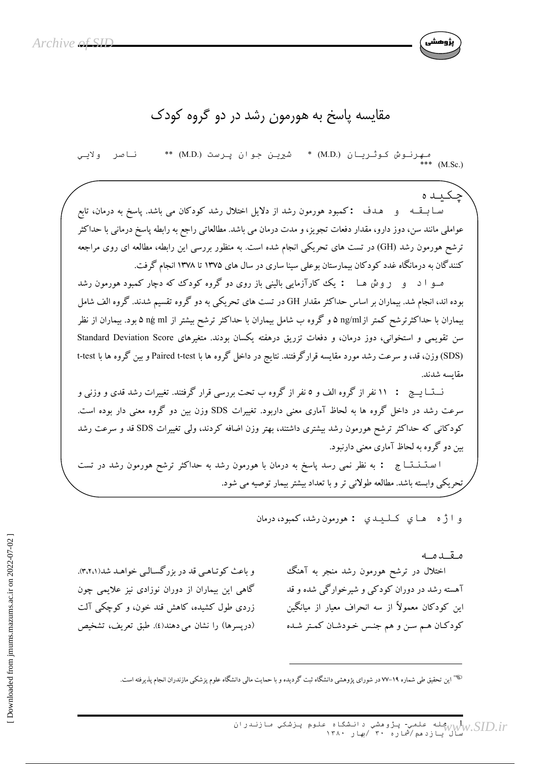# مقایسه پاسخ به هورمون رشد در دو گروه کودک

مهرنوش کوثریان (M.D.) * شیرین جوان پرست (M.D.) ** ناصر ولایی (M.Sc.) ***

## چکیده

**سابقه و هدف :** کمبود هورمون رشد از دلایل اختلال رشد کودکان می باشد. پاسخ به درمان، تابع عواملی مانند سن، دوز دارو، مقدار دفعات تجویز، و مدت درمان می باشد. مطالعاتی راجع به رابطه پاسخ درمانی با حداکثر ترشح هورمون رشد (GH) در تست های تحریکی انجام شده است. به منظور بررسی این رابطه، مطالعه ای روی مراجعه کنندگان به درمانگاه غدد کودکان بیمارستان بوعلی سینا ساری در سال های ۱۳۷۵ تا ۱۳۷۸ انجام گرفت.

**مواد و روش ها :** یک کارآزمایی بالینی باز روی دو گروه کودک که دچار کمبود هورمون رشد بوده اند، انجام شد. بیماران بر اساس حداکثر مقدار GH در تست های تحریکی به دو گروه تقسیم شدند. گروه الف شامل بیماران با حداکثرترشح کمتر ازng/ml ۵ و گروه ب شامل بیماران با حداکثر ترشح بیشتر از ng/ ml ۵ بود. بیماران از نظر سن تقویمی و استخوانی، دوز درمان، و دفعات تزریق درهفته یکسان بودند. متغیرهای Standard Deviation Score (SDS) وزن، قد، و سرعت رشد مورد مقایسه قرارگرفتند. نتایج در داخل گروه ها با Paired t-test و بین گروه ها با t-test مقایسه شدند.

**نتایج :** ۱۱ نفر از گروه الف و ۵ نفر از گروه ب تحت بررسی قرار گرفتند. تغییرات رشد قدی و وزنی و سرعت رشد در داخل گروه ها به لحاظ آماری معنی داربود. تغییرات SDS وزن بین دو گروه معنی دار بوده است. کودکانی که حداکثر ترشح هورمون رشد بیشتری داشتند، بهتر وزن اضافه کردند، ولی تغییرات SDS قد و سرعت رشد بین دو گروه به لحاظ آماری معنی دارنبود.

**استنتاج :** به نظر نمی رسد پاسخ به درمان با هورمون رشد به حداکثر ترشح هورمون رشد در تست تحریکی وابسته باشد. مطالعه طولانی تر و با تعداد بیشتر بیمار توصیه می شود.

**واژه های کلیدی :** هورمون رشد، کمبود، درمان

## مقدمه

اختلال در ترشح هورمون رشد منجر به آهنگ آهسته رشد در دوران کودکی و شیرخوارگی شده و قد این کودکان معمولاً از سه انحراف معیار از میانگین کودکان هم سن و هم جنس خودشان کمتر شده و باعث کوتاهی قد در بزرگسالی خواهد شد(۳،۲،۱). گاهی این بیماران از دوران نوزادی نیز علایمی چون زردی طول کشیده، کاهش قند خون، و کوچکی آلت (درپسرها) را نشان می دهند(۴). طبق تعریف، تشخیص

---

این تحقیق طی شماره ۱۹-۷۷ در شورای پژوهشی دانشگاه ثبت گردیده و با حمایت مالی دانشگاه علوم پزشکی مازندران انجام پذیرفته است.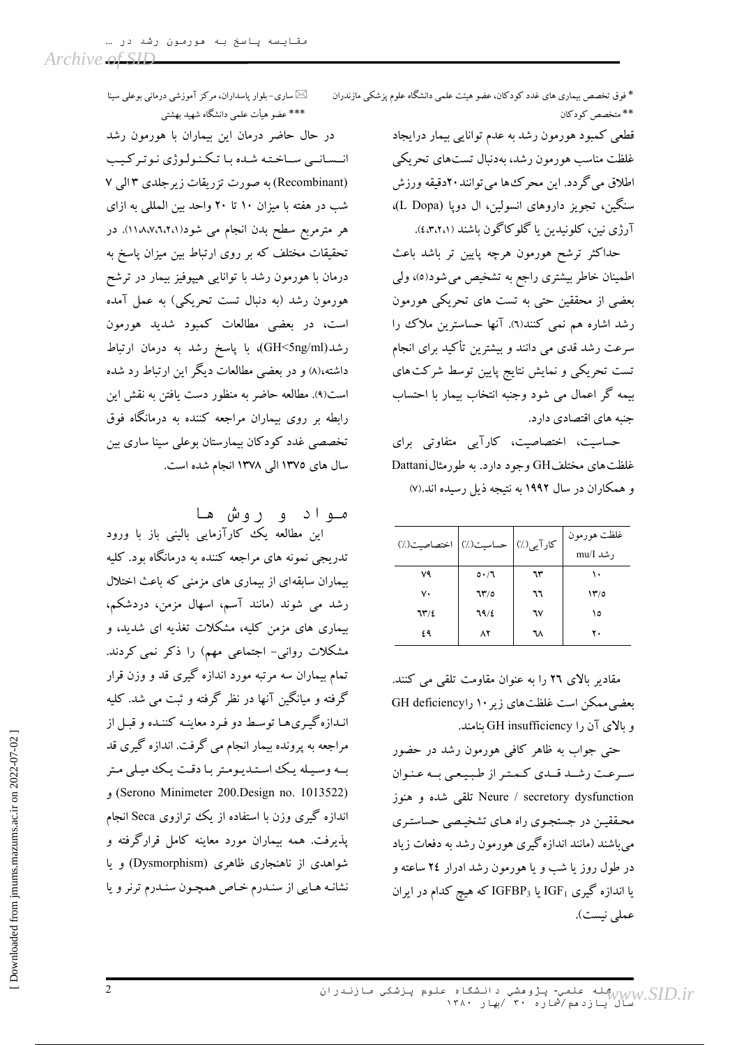* فوق تخصص بیماری های غدد کودکان، عضو هیئت علمی دانشگاه علوم پزشکی مازندران
** متخصص کودکان
✉ ساری- بلوار پاسداران، مرکز آموزشی درمانی بوعلی سینا
*** عضو هیأت علمی دانشگاه شهید بهشتی

قطعی کمبود هورمون رشد به عدم توانایی بیمار درایجاد غلظت مناسب هورمون رشد، بهدنبال تست‌های تحریکی اطلاق می گردد. این محرک‌ها می‌توانند ۲۰دقیقه ورزش سنگین، تجویز داروهای انسولین، ال دوپا (L Dopa)، آرژی نین، کلونیدین یا گلوکاگون باشند (۱،۲،۳،۴).

حداکثر ترشح هورمون هرچه پایین تر باشد باعث اطمینان خاطر بیشتری راجع به تشخیص می‌شود(۵)، ولی بعضی از محققین حتی به تست های تحریکی هورمون رشد اشاره هم نمی کنند(۶). آنها حساسترین ملاک را سرعت رشد قدی می دانند و بیشترین تأکید برای انجام تست تحریکی و نمایش نتایج پایین توسط شرکت‌های بیمه گر اعمال می شود وجنبه انتخاب بیمار با احتساب جنبه های اقتصادی دارد.

حساسیت، اختصاصیت، کارآیی متفاوتی برای غلظت‌های مختلف GH وجود دارد. به طورمثال Dattani و همکاران در سال ۱۹۹۲ به نتیجه ذیل رسیده اند.(۷)

| غلظت هورمون رشد mu/l | کارآیی(٪) | حساسیت(٪) | اختصاصیت(٪) |
|---|---|---|---|
| ۱۰ | ۶۳ | ۵۰/۶ | ۷۹ |
| ۱۳/۵ | ۶۶ | ۶۳/۵ | ۷۰ |
| ۱۵ | ۶۷ | ۶۹/۴ | ۶۳/۴ |
| ۲۰ | ۶۸ | ۸۲ | ۴۹ |

مقادیر بالای ۲۶ را به عنوان مقاومت تلقی می کنند. بعضی‌ممکن است غلظت‌های زیر ۱۰ را GH deficiency و بالای آن را GH insufficiency بنامند.

حتی جواب به ظاهر کافی هورمون رشد در حضور سرعت رشد قدی کمتر از طبیعی به عنوان Neure / secretory dysfunction تلقی شده و هنوز محققین در جستجوی راه های تشخیصی حساستری می‌باشند (مانند اندازه‌گیری هورمون رشد به دفعات زیاد در طول روز یا شب و یا هورمون رشد ادرار ۲۴ ساعته و یا اندازه گیری $IGF_1$ یا $IGFBP_3$ که هیچ کدام در ایران عملی نیست).

در حال حاضر درمان این بیماران با هورمون رشد انسانی ساخته شده با تکنولوژی نوترکیب (Recombinant) به صورت تزریقات زیرجلدی ۳ الی ۷ شب در هفته با میزان ۱۰ تا ۲۰ واحد بین المللی به ازای هر مترمربع سطح بدن انجام می شود(۱،۲،۶،۷،۸،۱۱). در تحقیقات مختلف که بر روی ارتباط بین میزان پاسخ به درمان با هورمون رشد با توانایی هیپوفیز بیمار در ترشح هورمون رشد (به دنبال تست تحریکی) به عمل آمده است، در بعضی مطالعات کمبود شدید هورمون رشد(GH<5ng/ml)، با پاسخ رشد به درمان ارتباط داشته،(۸) و در بعضی مطالعات دیگر این ارتباط رد شده است(۹). مطالعه حاضر به منظور دست یافتن به نقش این رابطه بر روی بیماران مراجعه کننده به درمانگاه فوق تخصصی غدد کودکان بیمارستان بوعلی سینا ساری بین سال های ۱۳۷۵ الی ۱۳۷۸ انجام شده است.

## مواد و روش ها

این مطالعه یک کارآزمایی بالینی باز با ورود تدریجی نمونه های مراجعه کننده به درمانگاه بود. کلیه بیماران سابقه‌ای از بیماری های مزمنی که باعث اختلال رشد می شوند (مانند آسم، اسهال مزمن، دردشکم، بیماری های مزمن کلیه، مشکلات تغذیه ای شدید، و مشکلات روانی- اجتماعی مهم) را ذکر نمی کردند. تمام بیماران سه مرتبه مورد اندازه گیری قد و وزن قرار گرفته و میانگین آنها در نظر گرفته و ثبت می شد. کلیه اندازه‌گیری‌ها توسط دو فرد معاینه کننده و قبل از مراجعه به پرونده بیمار انجام می گرفت. اندازه گیری قد به وسیله یک استدیومتر با دقت یک میلی متر (Serono Minimeter 200.Design no. 1013522) و اندازه گیری وزن با استفاده از یک ترازوی Seca انجام پذیرفت. همه بیماران مورد معاینه کامل قرارگرفته و شواهدی از ناهنجاری ظاهری (Dysmorphism) و یا نشانه هایی از سندرم خاص همچون سندرم ترنر و یا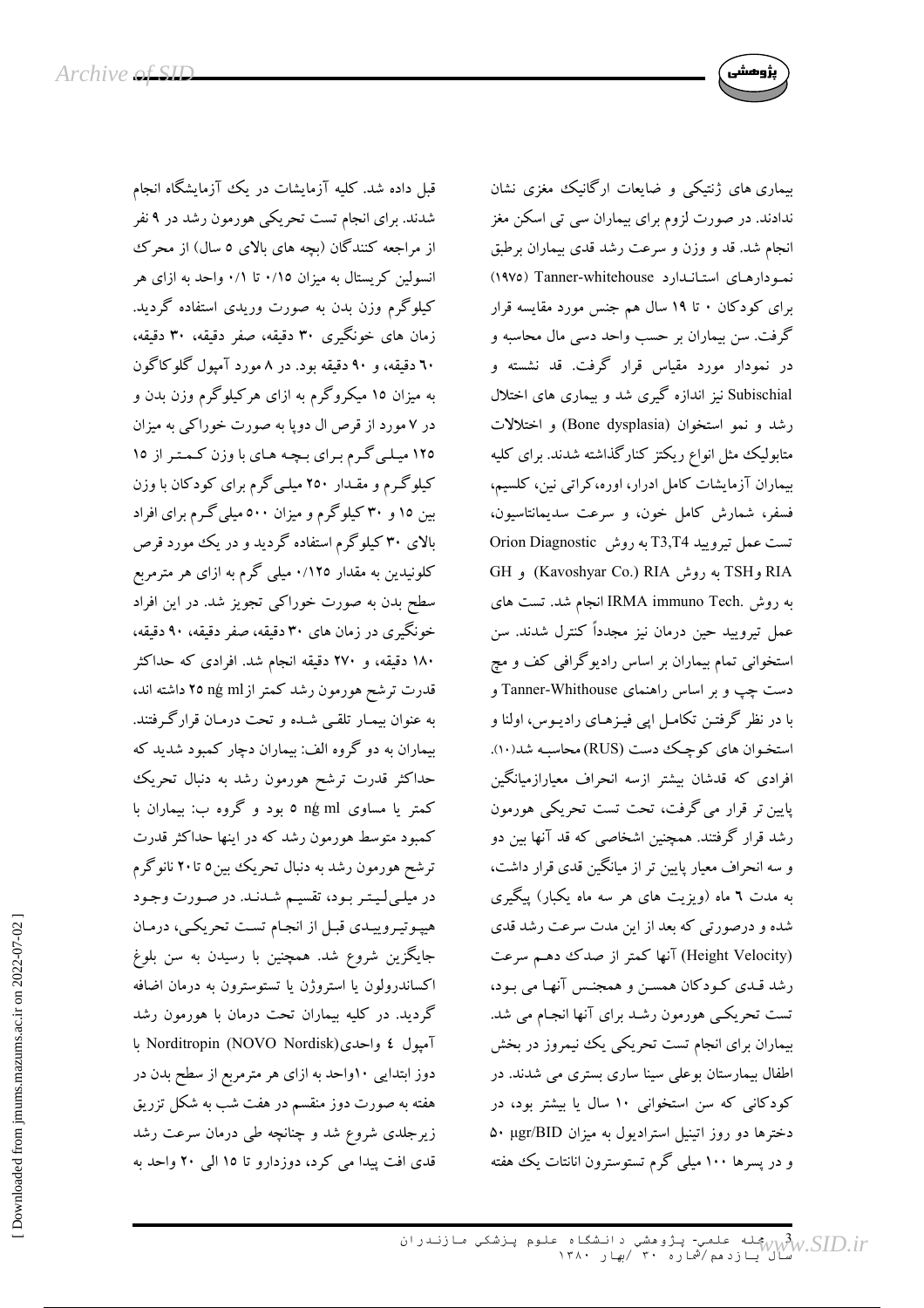بیماری های ژنتیکی و ضایعات ارگانیک مغزی نشان ندادند. در صورت لزوم برای بیماران سی تی اسکن مغز انجام شد. قد و وزن و سرعت رشد قدی بیماران برطبق نمودارهای استاندارد Tanner-whitehouse (۱۹۷۵) برای کودکان ۰ تا ۱۹ سال هم جنس مورد مقایسه قرار گرفت. سن بیماران بر حسب واحد دسی مال محاسبه و در نمودار مورد مقیاس قرار گرفت. قد نشسته و Subischial نیز اندازه گیری شد و بیماری های اختلال رشد و نمو استخوان (Bone dysplasia) و اختلالات متابولیک مثل انواع ریکتز کنارگذاشته شدند. برای کلیه بیماران آزمایشات کامل ادرار، اوره،کراتی نین، کلسیم، فسفر، شمارش کامل خون، و سرعت سدیمانتاسیون، تست عمل تیرویید T3,T4 به روش Orion Diagnostic RIA و TSH به روش Kavoshyar Co.) RIA) و GH به روش .IRMA immuno Tech انجام شد. تست های عمل تیرویید حین درمان نیز مجدداً کنترل شدند. سن استخوانی تمام بیماران بر اساس رادیوگرافی کف و مچ دست چپ و بر اساس راهنمای Tanner-Whithouse و با در نظر گرفتن تکامل اپی فیزهای رادیوس، اولنا و استخوان های کوچک دست (RUS) محاسبه شد(۱۰). افرادی که قدشان بیشتر ازسه انحراف معیارازمیانگین پایین تر قرار می گرفت، تحت تست تحریکی هورمون رشد قرار گرفتند. همچنین اشخاصی که قد آنها بین دو و سه انحراف معیار پایین تر از میانگین قدی قرار داشت، به مدت ٦ ماه (ویزیت های هر سه ماه یکبار) پیگیری شده و درصورتی که بعد از این مدت سرعت رشد قدی (Height Velocity) آنها کمتر از صدک دهـم سرعت رشد قـدی کـودکان همسـن و همجنـس آنهـا می بـود، تست تحریکی هورمون رشـد برای آنها انجام می شد. بیماران برای انجام تست تحریکی یک نیمروز در بخش اطفال بیمارستان بوعلی سینا ساری بستری می شدند. در کودکانی که سن استخوانی ۱۰ سال یا بیشتر بود، در دخترها دو روز اتینیل استرادیول به میزان ۵۰ µgr/BID و در پسرها ۱۰۰ میلی گرم تستوسترون انانتات یک هفته قبل داده شد. کلیه آزمایشات در یک آزمایشگاه انجام شدند. برای انجام تست تحریکی هورمون رشد در ۹ نفر از مراجعه کنندگان (بچه های بالای ۵ سال) از محرک انسولین کریستال به میزان ۰/۱۵ تا ۰/۱ واحد به ازای هر کیلوگرم وزن بدن به صورت وریدی استفاده گردید. زمان های خونگیری ۳۰ دقیقه، صفر دقیقه، ۳۰ دقیقه، ٦۰ دقیقه، و ۹۰ دقیقه بود. در ۸ مورد آمپول گلوکاگون به میزان ۱۵ میکروگرم به ازای هرکیلوگرم وزن بدن و در ۷ مورد از قرص ال دوپا به صورت خوراکی به میزان ۱۲۵ میلـی گـرم بـرای بـچـه هـای با وزن کـمـتـر از ۱۵ کیلوگـرم و مقـدار ۲۵۰ میلی گرم برای کودکان با وزن بین ۱۵ و ۳۰ کیلوگرم و میزان ۵۰۰ میلی گـرم برای افراد بالای ۳۰ کیلوگرم استفاده گردید و در یک مورد قرص کلونیدین به مقدار ۰/۱۲۵ میلی گرم به ازای هر مترمربع سطح بدن به صورت خوراکی تجویز شد. در این افراد خونگیری در زمان های ۳۰ دقیقه، صفر دقیقه، ۹۰ دقیقه، ۱۸۰ دقیقه، و ۲۷۰ دقیقه انجام شد. افرادی که حداکثر قدرت ترشح هورمون رشد کمتر از ng/ ml ۲۵ داشته اند، به عنوان بیمـار تلقـی شـده و تحت درمـان قرارگـرفتند. بیماران به دو گروه الف: بیماران دچار کمبود شدید که حداکثر قدرت ترشح هورمون رشد به دنبال تحریک کمتر یا مساوی ng/ ml ۵ بود و گروه ب: بیماران با کمبود متوسط هورمون رشد که در اینها حداکثر قدرت ترشح هورمون رشد به دنبال تحریک بین۵ تا ۲۰ نانوگرم در میلـی‌لیـتـر بـود، تقسیـم شـدنـد. در صـورت وجـود هیـپوتیـروییـدی قبـل از انجام تست تحریکی، درمـان جایگزین شروع شد. همچنین با رسیدن به سن بلوغ اکساندرولون یا استروژن یا تستوسترون به درمان اضافه گردید. در کلیه بیماران تحت درمان با هورمون رشد آمپول ٤ واحدی(Norditropin (NOVO Nordisk با دوز ابتدایی ۱۰واحد به ازای هر مترمربع از سطح بدن در هفته به صورت دوز منقسم در هفت شب به شکل تزریق زیرجلدی شروع شد و چنانچه طی درمان سرعت رشد قدی افت پیدا می کرد، دوزدارو تا ۱۵ الی ۲۰ واحد به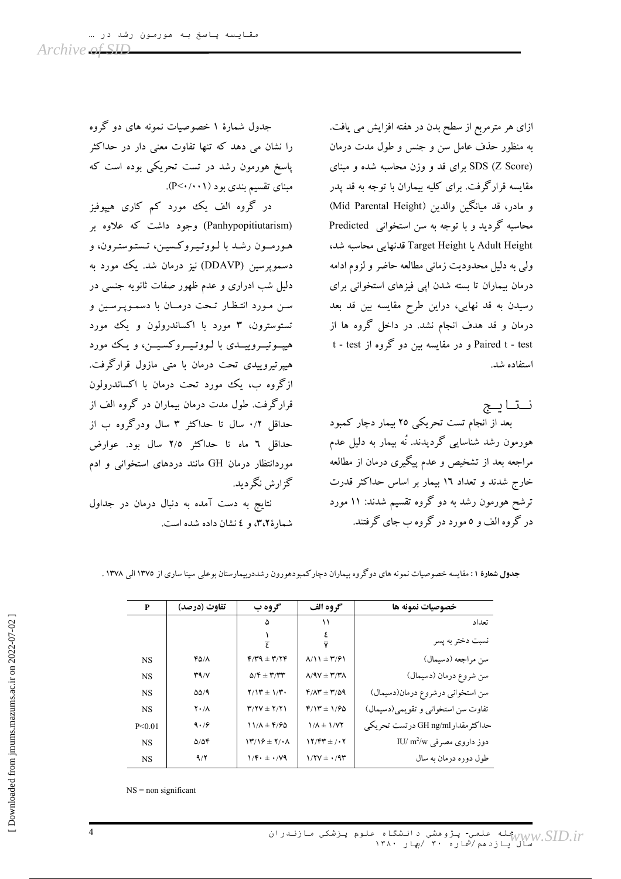ازای هر مترمربع از سطح بدن در هفته افزایش می یافت. به منظور حذف عامل سن و جنس و طول مدت درمان SDS (Z Score) برای قد و وزن محاسبه شده و مبنای مقایسه قرارگرفت. برای کلیه بیماران با توجه به قد پدر و مادر، قد میانگین والدین (Mid Parental Height) محاسبه گردید و با توجه به سن استخوانی Predicted Adult Height یا Target Height قدنهایی محاسبه شد، ولی به دلیل محدودیت زمانی مطالعه حاضر و لزوم ادامه درمان بیماران تا بسته شدن اپی فیزهای استخوانی برای رسیدن به قد نهایی، دراین طرح مقایسه بین قد بعد درمان و قد هدف انجام نشد. در داخل گروه ها از Paired t - test و در مقایسه بین دو گروه از t - test استفاده شد.

## نتایج

بعد از انجام تست تحریکی ۲۵ بیمار دچار کمبود هورمون رشد شناسایی گردیدند. نُه بیمار به دلیل عدم مراجعه بعد از تشخیص و عدم پیگیری درمان از مطالعه خارج شدند و تعداد ۱۶ بیمار بر اساس حداکثر قدرت ترشح هورمون رشد به دو گروه تقسیم شدند: ۱۱ مورد در گروه الف و ۵ مورد در گروه ب جای گرفتند.

جدول شمارهٔ ۱ خصوصیات نمونه های دو گروه را نشان می دهد که تنها تفاوت معنی دار در حداکثر پاسخ هورمون رشد در تست تحریکی بوده است که مبنای تقسیم بندی بود (P<۰/۰۰۱).

در گروه الف یک مورد کم کاری هیپوفیز (Panhypopitiutarism) وجود داشت که علاوه بر هورمون رشد با لووتیروکسین، تستوسترون، و دسموپرسین (DDAVP) نیز درمان شد. یک مورد به دلیل شب ادراری و عدم ظهور صفات ثانویه جنسی در سن مورد انتظار تحت درمان با دسموپرسین و تستوسترون، ۳ مورد با اکساندرولون و یک مورد هیپوتیروییدی با لووتیروکسین، و یک مورد هیپرتیروییدی تحت درمان با متی مازول قرارگرفت. ازگروه ب، یک مورد تحت درمان با اکساندرولون قرارگرفت. طول مدت درمان بیماران در گروه الف از حداقل ۰/۲ سال تا حداکثر ۳ سال ودرگروه ب از حداقل ٦ ماه تا حداکثر ۲/۵ سال بود. عوارض موردانتظار درمان GH مانند دردهای استخوانی و ادم گزارش نگردید.

نتایج به دست آمده به دنبال درمان در جداول شمارهٔ۲،۳، و ٤ نشان داده شده است.

**جدول شمارهٔ ۱ :** مقایسه خصوصیات نمونه های دوگروه بیماران دچارکمبودهورون رشددربیمارستان بوعلی سینا ساری از ۱۳۷۵ الی ۱۳۷۸ .

| خصوصیات نمونه ها | گروه الف | گروه ب | تفاوت (درصد) | P |
|---|---|---|---|---|
| تعداد | ۱۱ | ۵ | | |
| نسبت دختر به پسر | ٤/۷ | ۱/٤ | | |
| سن مراجعه (دسیمال) | ۸/۱۱ ± ۳/۶۱ | ۴/۳۹ ± ۳/۲۴ | ۴۵/۸ | NS |
| سن شروع درمان (دسیمال) | ۸/۹۷ ± ۳/۳۸ | ۵/۴ ± ۳/۳۳ | ۳۹/۷ | NS |
| سن استخوانی درشروع درمان(دسیمال) | ۴/۸۳ ± ۳/۵۹ | ۲/۱۳ ± ۱/۳۰ | ۵۵/۹ | NS |
| تفاوت سن استخوانی و تقویمی(دسیمال) | ۴/۱۳ ± ۱/۶۵ | ۳/۲۷ ± ۲/۲۱ | ۲۰/۸ | NS |
| حداکثرمقدارGH ng/ml درتست تحریکی | ۱/۸ ± ۱/۷۲ | ۱۱/۸ ± ۴/۶۵ | ۹۰/۶ | P<0.01 |
| دوز داروی مصرفی IU/ m²/w | ۱۲/۴۳ ± /۰۲ | ۱۳/۱۶ ± ۲/۰۸ | ۵/۵۴ | NS |
| طول دوره درمان به سال | ۱/۲۷ ± ۰/۹۳ | ۱/۴۰ ± ۰/۷۹ | ۹/۲ | NS |

NS = non significant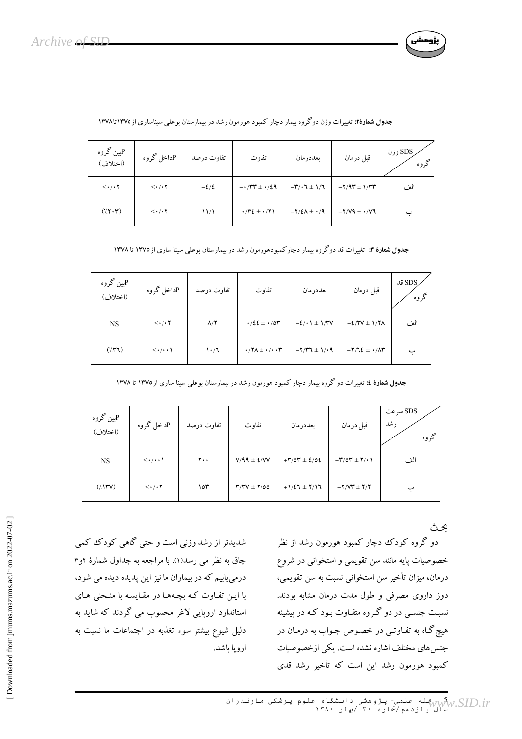**جدول شمارهٔ۲:** تغییرات وزن دوگروه بیمار دچار کمبود هورمون رشد در بیمارستان بوعلی سیناساری از۱۳۷۵تا۱۳۷۸

| SDS وزن / گروه | قبل درمان | بعددرمان | تفاوت | تفاوت درصد | Pداخل گروه | Pبین گروه (اختلاف) |
|---|---|---|---|---|---|---|
| الف | -۲/۹۳ ± ۱/۳۳ | -۳/۰۶ ± ۱/۶ | -۰/۳۳ ± ۰/۴۹ | -۴/۴ | <۰/۰۲ | <۰/۰۲ |
| ب | -۲/۷۹ ± ۰/۷۶ | -۲/۴۸ ± ۰/۹ | ۰/۳۴ ± ۰/۲۱ | ۱۱/۱ | <۰/۰۲ | (٪۲۰۳) |

**جدول شمارهٔ ۳:** تغییرات قد دوگروه بیمار دچارکمبودهورمون رشد در بیمارستان بوعلی سینا ساری از۱۳۷۵ تا ۱۳۷۸

| SDS قد / گروه | قبل درمان | بعددرمان | تفاوت | تفاوت درصد | Pداخل گروه | Pبین گروه (اختلاف) |
|---|---|---|---|---|---|---|
| الف | -۴/۳۷ ± ۱/۲۸ | -۴/۰۱ ± ۱/۳۷ | ۰/۴۴ ± ۰/۵۳ | ۸/۲ | <۰/۰۲ | NS |
| ب | -۲/۶۴ ± ۰/۸۳ | -۲/۳۶ ± ۱/۰۹ | ۰/۲۸ ± ۰/۰۰۳ | ۱۰/۶ | <۰/۰۰۱ | (٪۳۶) |

**جدول شمارهٔ ٤:** تغییرات دو گروه بیمار دچار کمبود هورمون رشد در بیمارستان بوعلی سینا ساری از۱۳۷۵ تا ۱۳۷۸

| SDS سرعت رشد / گروه | قبل درمان | بعددرمان | تفاوت | تفاوت درصد | Pداخل گروه | Pبین گروه (اختلاف) |
|---|---|---|---|---|---|---|
| الف | -۳/۵۳ ± ۲/۰۱ | +۳/۵۳ ± ۴/۵۴ | ۷/۹۹ ± ۴/۷۷ | ۲۰۰ | <۰/۰۰۱ | NS |
| ب | -۲/۷۳ ± ۲/۲ | +۱/۴۶ ± ۲/۱۶ | ۳/۳۷ ± ۲/۵۵ | ۱۵۳ | <۰/۰۲ | (٪۱۳۷) |

## بحث

دو گروه کودک دچار کمبود هورمون رشد از نظر خصوصیات پایه مانند سن تقویمی و استخوانی در شروع درمان، میزان تأخیر سن استخوانی نسبت به سن تقویمی، دوز داروی مصرفی و طول مدت درمان مشابه بودند. نسبت جنسی در دو گروه متفاوت بود که در پیشینه هیچ‌گاه به تفاوتی در خصوص جواب به درمان در جنس‌های مختلف اشاره نشده است. یکی ازخصوصیات کمبود هورمون رشد این است که تأخیر رشد قدی شدیدتر از رشد وزنی است و حتی گاهی کودک کمی چاق به نظر می رسد(۱). با مراجعه به جداول شمارهٔ ۲و۳ درمی‌یابیم که در بیماران ما نیز این پدیده دیده می شود، با این تفاوت که بچه‌ها در مقایسه با منحنی های استاندارد اروپایی لاغر محسوب می گردند که شاید به دلیل شیوع بیشتر سوء تغذیه در اجتماعات ما نسبت به اروپا باشد.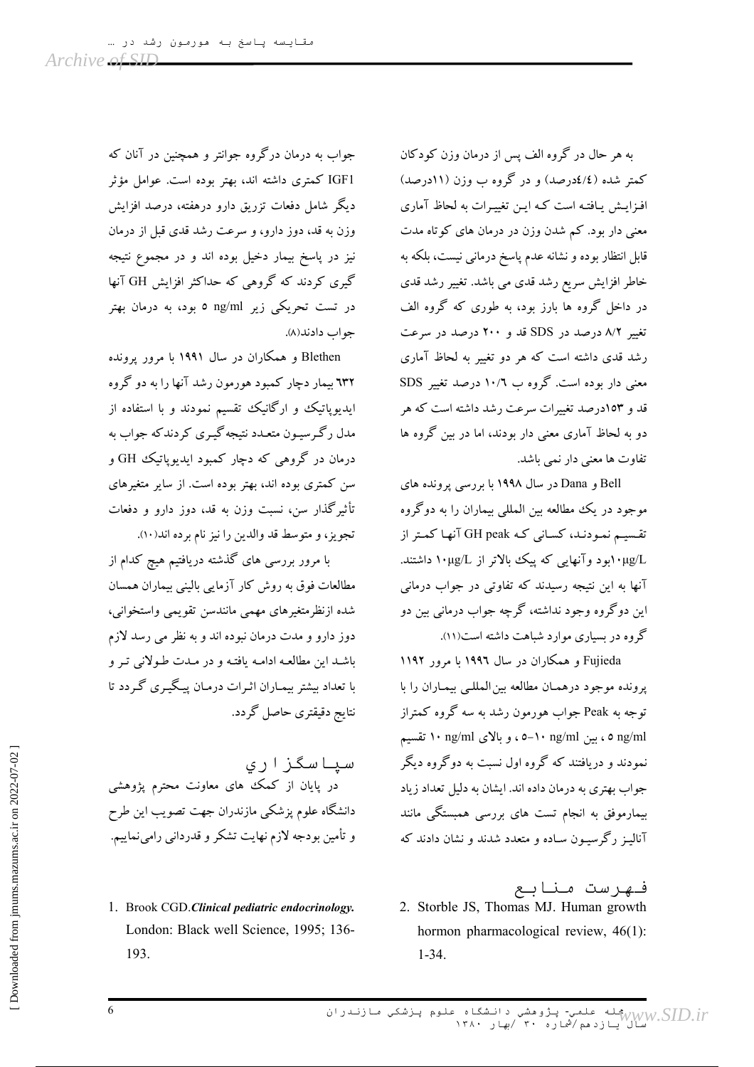به هر حال در گروه الف پس از درمان وزن کودکان کمتر شده (٤/٤درصد) و در گروه ب وزن (١١درصد) افزایش یافته است که این تغییرات به لحاظ آماری معنی دار بود. کم شدن وزن در درمان های کوتاه مدت قابل انتظار بوده و نشانه عدم پاسخ درمانی نیست، بلکه به خاطر افزایش سریع رشد قدی می باشد. تغییر رشد قدی در داخل گروه ها بارز بود، به طوری که گروه الف تغییر ٨/٢ درصد در SDS قد و ٢٠٠ درصد در سرعت رشد قدی داشته است که هر دو تغییر به لحاظ آماری معنی دار بوده است. گروه ب ١٠/٦ درصد تغییر SDS قد و ١٥٣درصد تغییرات سرعت رشد داشته است که هر دو به لحاظ آماری معنی دار بودند، اما در بین گروه ها تفاوت ها معنی دار نمی باشد.

Bell و Dana در سال ١٩٩٨ با بررسی پرونده های موجود در یک مطالعه بین المللی بیماران را به دوگروه تقسیم نمودند، کسانی که GH peak آنها کمتر از ١٠µg/Lبود وآنهایی که پیک بالاتر از ١٠µg/L داشتند. آنها به این نتیجه رسیدند که تفاوتی در جواب درمانی این دوگروه وجود نداشته، گرچه جواب درمانی بین دو گروه در بسیاری موارد شباهت داشته است(١١).

Fujieda و همکاران در سال ١٩٩٦ با مرور ١١٩٢ پرونده موجود درهمان مطالعه بین‌المللی بیماران را با توجه به Peak جواب هورمون رشد به سه گروه کمتراز ٥ ng/ml ، بین ٥-١٠ ng/ml ، و بالای ١٠ ng/ml تقسیم نمودند و دریافتند که گروه اول نسبت به دوگروه دیگر جواب بهتری به درمان داده اند. ایشان به دلیل تعداد زیاد بیمارموفق به انجام تست های بررسی همبستگی مانند آنالیز رگرسیون ساده و متعدد شدند و نشان دادند که جواب به درمان درگروه جوانتر و همچنین در آنان که IGF1 کمتری داشته اند، بهتر بوده است. عوامل مؤثر دیگر شامل دفعات تزریق دارو درهفته، درصد افزایش وزن به قد، دوز دارو، و سرعت رشد قدی قبل از درمان نیز در پاسخ بیمار دخیل بوده اند و در مجموع نتیجه گیری کردند که گروهی که حداکثر افزایش GH آنها در تست تحریکی زیر ٥ ng/ml بود، به درمان بهتر جواب دادند(٨).

Blethen و همکاران در سال ١٩٩١ با مرور پرونده ٦٣٢ بیمار دچار کمبود هورمون رشد آنها را به دو گروه ایدیوپاتیک و ارگانیک تقسیم نمودند و با استفاده از مدل رگرسیون متعدد نتیجه‌گیری کردندکه جواب به درمان در گروهی که دچار کمبود ایدیوپاتیک GH و سن کمتری بوده اند، بهتر بوده است. از سایر متغیرهای تأثیرگذار سن، نسبت وزن به قد، دوز دارو و دفعات تجویز، و متوسط قد والدین را نیز نام برده اند(١٠).

با مرور بررسی های گذشته دریافتیم هیچ کدام از مطالعات فوق به روش کار آزمایی بالینی بیماران همسان شده ازنظرمتغیرهای مهمی مانندسن تقویمی واستخوانی، دوز دارو و مدت درمان نبوده اند و به نظر می رسد لازم باشد این مطالعه ادامه یافته و در مدت طولانی تر و با تعداد بیشتر بیماران اثرات درمان پیگیری گردد تا نتایج دقیقتری حاصل گردد.

## سپاسگزاری

در پایان از کمک های معاونت محترم پژوهشی دانشگاه علوم پزشکی مازندران جهت تصویب این طرح و تأمین بودجه لازم نهایت تشکر و قدردانی رامی‌نماییم.

## فهرست منابع

1. Brook CGD. *Clinical pediatric endocrinology.* London: Black well Science, 1995; 136-193.
2. Storble JS, Thomas MJ. Human growth hormon pharmacological review, 46(1): 1-34.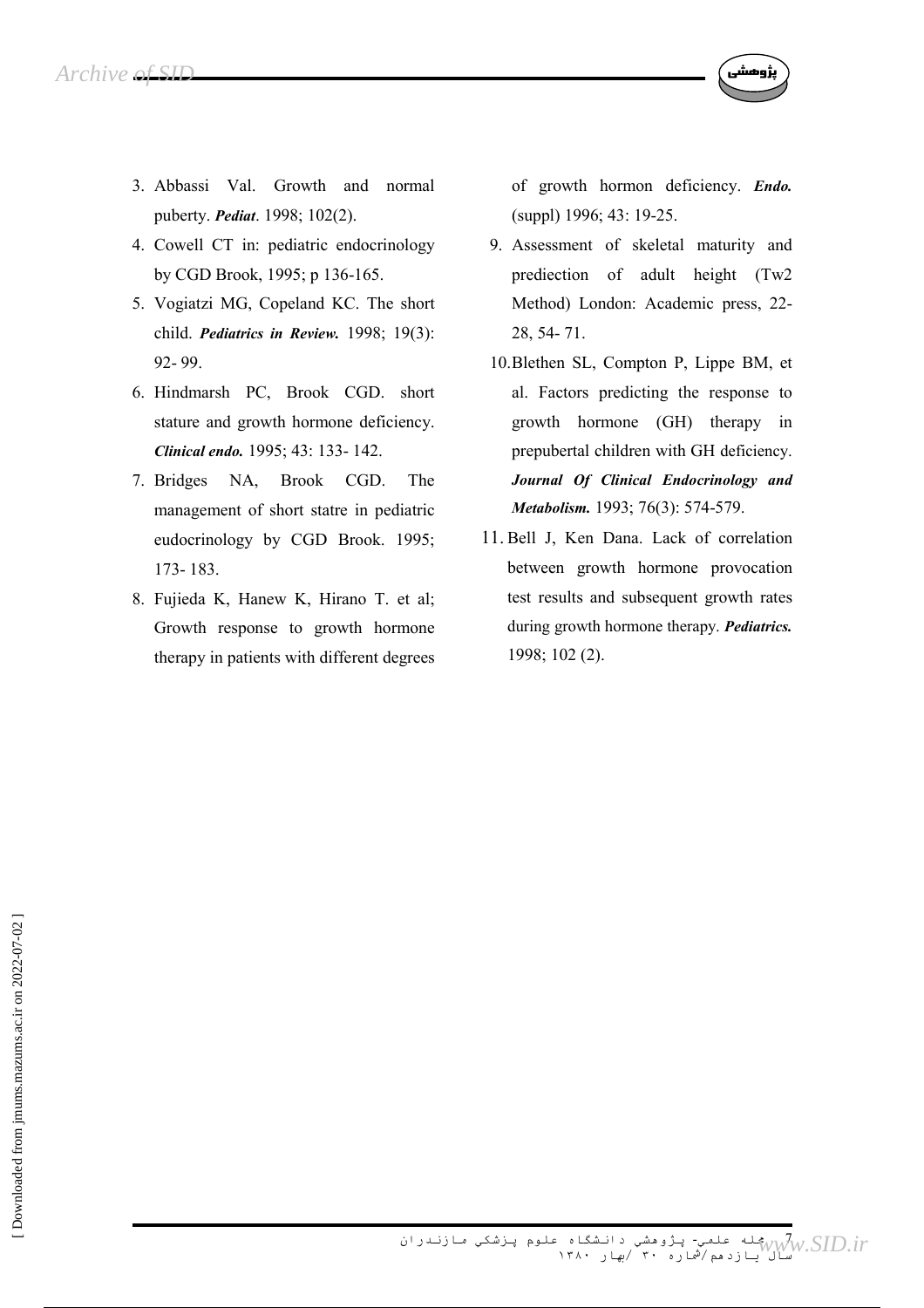3. Abbassi Val. Growth and normal puberty. ***Pediat***. 1998; 102(2).
4. Cowell CT in: pediatric endocrinology by CGD Brook, 1995; p 136-165.
5. Vogiatzi MG, Copeland KC. The short child. ***Pediatrics in Review.*** 1998; 19(3): 92- 99.
6. Hindmarsh PC, Brook CGD. short stature and growth hormone deficiency. ***Clinical endo.*** 1995; 43: 133- 142.
7. Bridges NA, Brook CGD. The management of short statre in pediatric eudocrinology by CGD Brook. 1995; 173- 183.
8. Fujieda K, Hanew K, Hirano T. et al; Growth response to growth hormone therapy in patients with different degrees of growth hormon deficiency. ***Endo.*** (suppl) 1996; 43: 19-25.
9. Assessment of skeletal maturity and prediection of adult height (Tw2 Method) London: Academic press, 22-28, 54- 71.
10. Blethen SL, Compton P, Lippe BM, et al. Factors predicting the response to growth hormone (GH) therapy in prepubertal children with GH deficiency. ***Journal Of Clinical Endocrinology and Metabolism.*** 1993; 76(3): 574-579.
11. Bell J, Ken Dana. Lack of correlation between growth hormone provocation test results and subsequent growth rates during growth hormone therapy. ***Pediatrics.*** 1998; 102 (2).